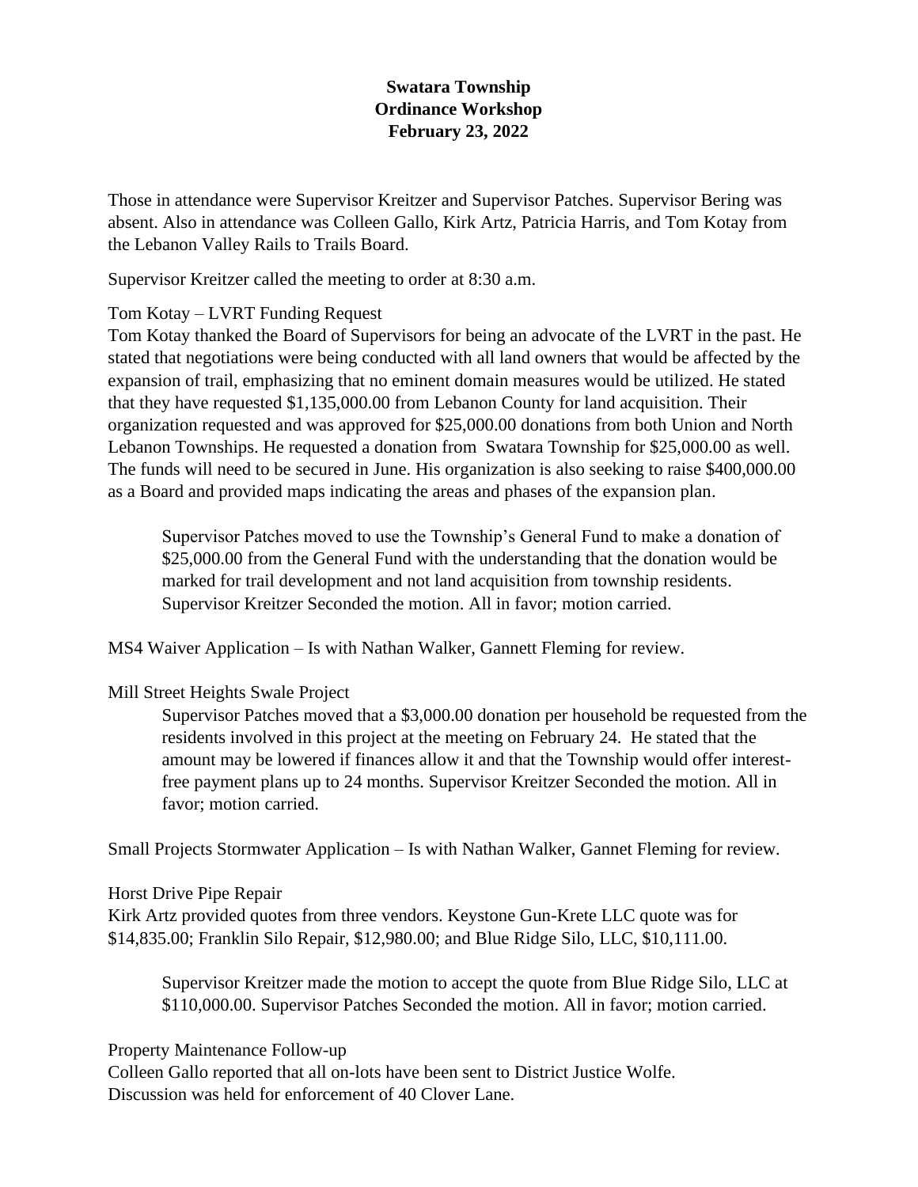**Swatara Township**
**Ordinance Workshop**
**February 23, 2022**

Those in attendance were Supervisor Kreitzer and Supervisor Patches. Supervisor Bering was absent. Also in attendance was Colleen Gallo, Kirk Artz, Patricia Harris, and Tom Kotay from the Lebanon Valley Rails to Trails Board.

Supervisor Kreitzer called the meeting to order at 8:30 a.m.

Tom Kotay – LVRT Funding Request
Tom Kotay thanked the Board of Supervisors for being an advocate of the LVRT in the past. He stated that negotiations were being conducted with all land owners that would be affected by the expansion of trail, emphasizing that no eminent domain measures would be utilized. He stated that they have requested $1,135,000.00 from Lebanon County for land acquisition. Their organization requested and was approved for $25,000.00 donations from both Union and North Lebanon Townships. He requested a donation from Swatara Township for $25,000.00 as well. The funds will need to be secured in June. His organization is also seeking to raise $400,000.00 as a Board and provided maps indicating the areas and phases of the expansion plan.

> Supervisor Patches moved to use the Township's General Fund to make a donation of $25,000.00 from the General Fund with the understanding that the donation would be marked for trail development and not land acquisition from township residents. Supervisor Kreitzer Seconded the motion. All in favor; motion carried.

MS4 Waiver Application – Is with Nathan Walker, Gannett Fleming for review.

Mill Street Heights Swale Project

> Supervisor Patches moved that a $3,000.00 donation per household be requested from the residents involved in this project at the meeting on February 24. He stated that the amount may be lowered if finances allow it and that the Township would offer interest-free payment plans up to 24 months. Supervisor Kreitzer Seconded the motion. All in favor; motion carried.

Small Projects Stormwater Application – Is with Nathan Walker, Gannet Fleming for review.

Horst Drive Pipe Repair
Kirk Artz provided quotes from three vendors. Keystone Gun-Krete LLC quote was for $14,835.00; Franklin Silo Repair, $12,980.00; and Blue Ridge Silo, LLC, $10,111.00.

> Supervisor Kreitzer made the motion to accept the quote from Blue Ridge Silo, LLC at $110,000.00. Supervisor Patches Seconded the motion. All in favor; motion carried.

Property Maintenance Follow-up
Colleen Gallo reported that all on-lots have been sent to District Justice Wolfe.
Discussion was held for enforcement of 40 Clover Lane.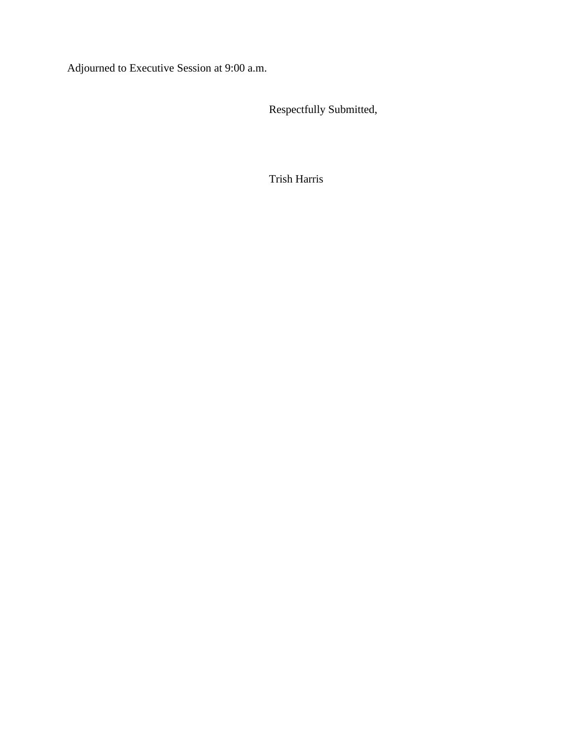Adjourned to Executive Session at 9:00 a.m.

Respectfully Submitted,

Trish Harris